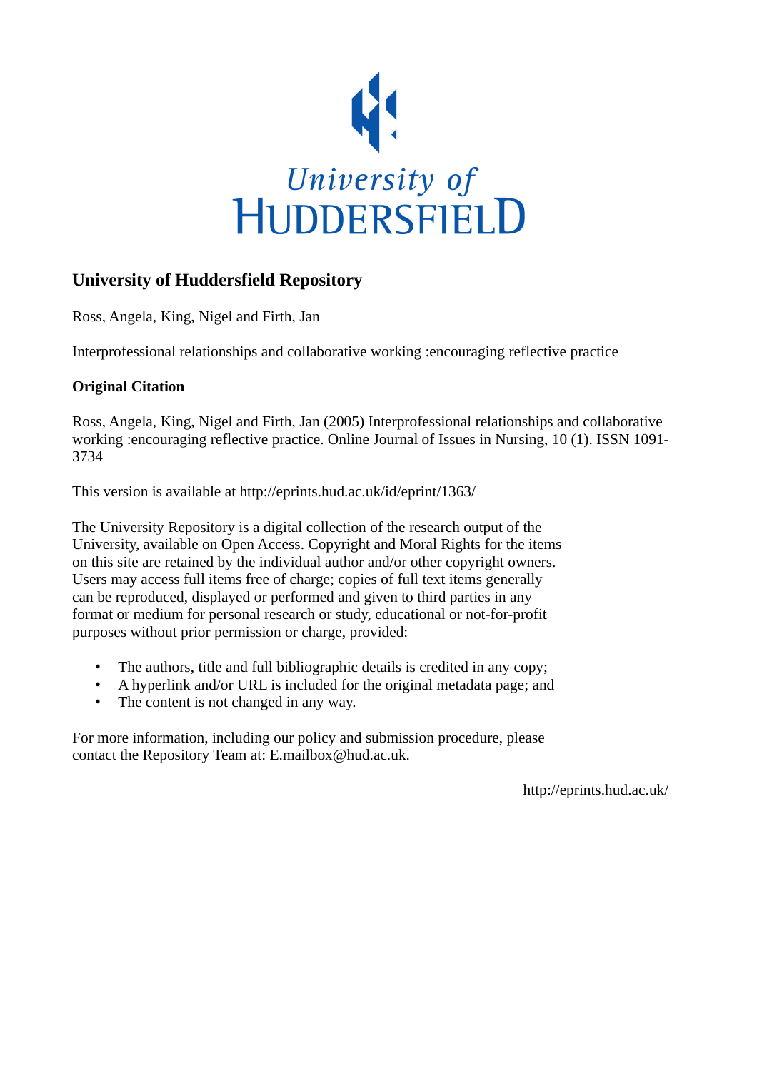University of
HUDDERSFIELD

## University of Huddersfield Repository

Ross, Angela, King, Nigel and Firth, Jan

Interprofessional relationships and collaborative working :encouraging reflective practice

### Original Citation

Ross, Angela, King, Nigel and Firth, Jan (2005) Interprofessional relationships and collaborative working :encouraging reflective practice. Online Journal of Issues in Nursing, 10 (1). ISSN 1091-3734

This version is available at http://eprints.hud.ac.uk/id/eprint/1363/

The University Repository is a digital collection of the research output of the University, available on Open Access. Copyright and Moral Rights for the items on this site are retained by the individual author and/or other copyright owners. Users may access full items free of charge; copies of full text items generally can be reproduced, displayed or performed and given to third parties in any format or medium for personal research or study, educational or not-for-profit purposes without prior permission or charge, provided:

- The authors, title and full bibliographic details is credited in any copy;
- A hyperlink and/or URL is included for the original metadata page; and
- The content is not changed in any way.

For more information, including our policy and submission procedure, please contact the Repository Team at: E.mailbox@hud.ac.uk.

http://eprints.hud.ac.uk/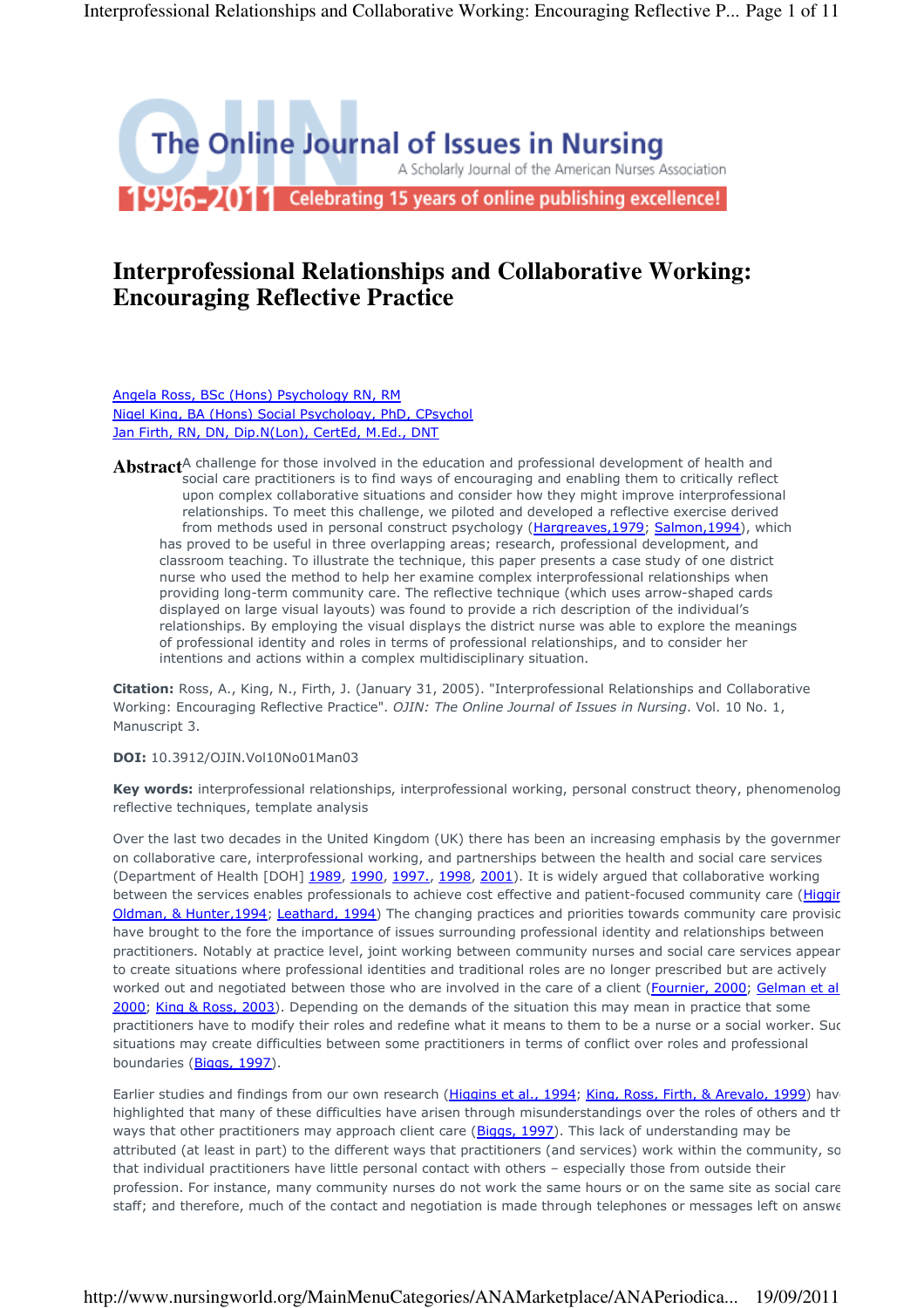# Interprofessional Relationships and Collaborative Working: Encouraging Reflective Practice

Angela Ross, BSc (Hons) Psychology RN, RM
Nigel King, BA (Hons) Social Psychology, PhD, CPsychol
Jan Firth, RN, DN, Dip.N(Lon), CertEd, M.Ed., DNT

**Abstract** A challenge for those involved in the education and professional development of health and social care practitioners is to find ways of encouraging and enabling them to critically reflect upon complex collaborative situations and consider how they might improve interprofessional relationships. To meet this challenge, we piloted and developed a reflective exercise derived from methods used in personal construct psychology (Hargreaves,1979; Salmon,1994), which has proved to be useful in three overlapping areas; research, professional development, and classroom teaching. To illustrate the technique, this paper presents a case study of one district nurse who used the method to help her examine complex interprofessional relationships when providing long-term community care. The reflective technique (which uses arrow-shaped cards displayed on large visual layouts) was found to provide a rich description of the individual's relationships. By employing the visual displays the district nurse was able to explore the meanings of professional identity and roles in terms of professional relationships, and to consider her intentions and actions within a complex multidisciplinary situation.

**Citation:** Ross, A., King, N., Firth, J. (January 31, 2005). "Interprofessional Relationships and Collaborative Working: Encouraging Reflective Practice". *OJIN: The Online Journal of Issues in Nursing*. Vol. 10 No. 1, Manuscript 3.

**DOI:** 10.3912/OJIN.Vol10No01Man03

**Key words:** interprofessional relationships, interprofessional working, personal construct theory, phenomenolog reflective techniques, template analysis

Over the last two decades in the United Kingdom (UK) there has been an increasing emphasis by the governmer on collaborative care, interprofessional working, and partnerships between the health and social care services (Department of Health [DOH] 1989, 1990, 1997., 1998, 2001). It is widely argued that collaborative working between the services enables professionals to achieve cost effective and patient-focused community care (Higgir Oldman, & Hunter,1994; Leathard, 1994) The changing practices and priorities towards community care provisic have brought to the fore the importance of issues surrounding professional identity and relationships between practitioners. Notably at practice level, joint working between community nurses and social care services appear to create situations where professional identities and traditional roles are no longer prescribed but are actively worked out and negotiated between those who are involved in the care of a client (Fournier, 2000; Gelman et al 2000; King & Ross, 2003). Depending on the demands of the situation this may mean in practice that some practitioners have to modify their roles and redefine what it means to them to be a nurse or a social worker. Suc situations may create difficulties between some practitioners in terms of conflict over roles and professional boundaries (Biggs, 1997).

Earlier studies and findings from our own research (Higgins et al., 1994; King, Ross, Firth, & Arevalo, 1999) hav highlighted that many of these difficulties have arisen through misunderstandings over the roles of others and th ways that other practitioners may approach client care (Biggs, 1997). This lack of understanding may be attributed (at least in part) to the different ways that practitioners (and services) work within the community, so that individual practitioners have little personal contact with others – especially those from outside their profession. For instance, many community nurses do not work the same hours or on the same site as social care staff; and therefore, much of the contact and negotiation is made through telephones or messages left on answe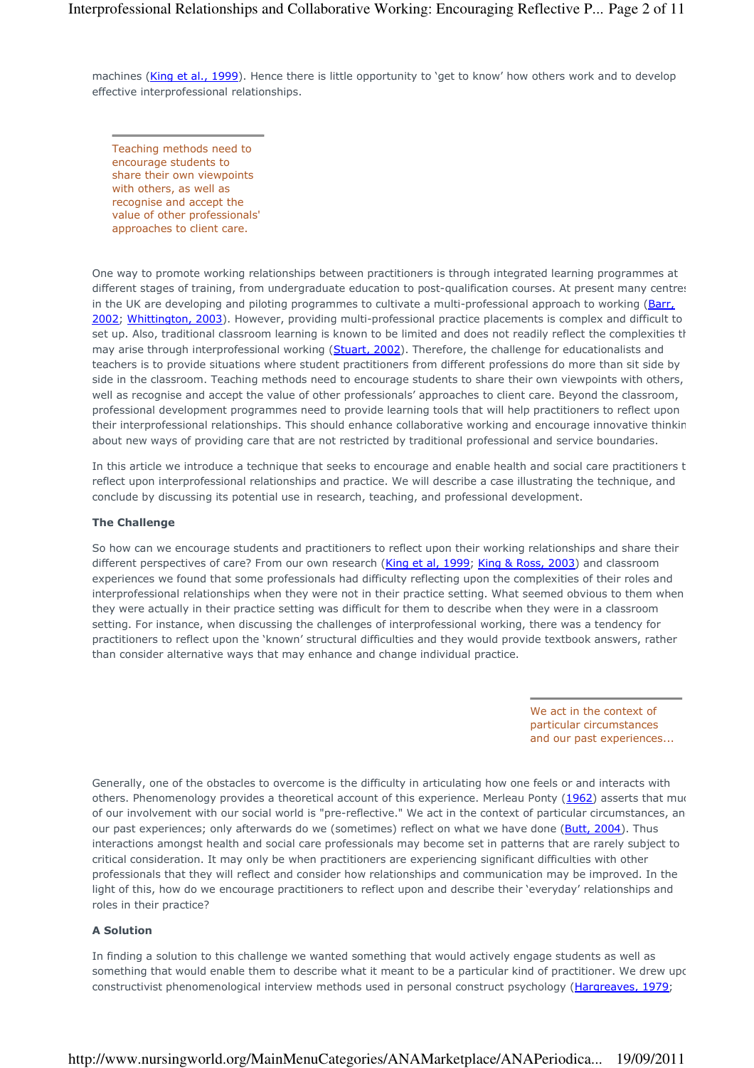machines (King et al., 1999). Hence there is little opportunity to 'get to know' how others work and to develop effective interprofessional relationships.

> Teaching methods need to encourage students to share their own viewpoints with others, as well as recognise and accept the value of other professionals' approaches to client care.

One way to promote working relationships between practitioners is through integrated learning programmes at different stages of training, from undergraduate education to post-qualification courses. At present many centres in the UK are developing and piloting programmes to cultivate a multi-professional approach to working (Barr, 2002; Whittington, 2003). However, providing multi-professional practice placements is complex and difficult to set up. Also, traditional classroom learning is known to be limited and does not readily reflect the complexities that may arise through interprofessional working (Stuart, 2002). Therefore, the challenge for educationalists and teachers is to provide situations where student practitioners from different professions do more than sit side by side in the classroom. Teaching methods need to encourage students to share their own viewpoints with others, as well as recognise and accept the value of other professionals' approaches to client care. Beyond the classroom, professional development programmes need to provide learning tools that will help practitioners to reflect upon their interprofessional relationships. This should enhance collaborative working and encourage innovative thinking about new ways of providing care that are not restricted by traditional professional and service boundaries.

In this article we introduce a technique that seeks to encourage and enable health and social care practitioners to reflect upon interprofessional relationships and practice. We will describe a case illustrating the technique, and conclude by discussing its potential use in research, teaching, and professional development.

**The Challenge**

So how can we encourage students and practitioners to reflect upon their working relationships and share their different perspectives of care? From our own research (King et al, 1999; King & Ross, 2003) and classroom experiences we found that some professionals had difficulty reflecting upon the complexities of their roles and interprofessional relationships when they were not in their practice setting. What seemed obvious to them when they were actually in their practice setting was difficult for them to describe when they were in a classroom setting. For instance, when discussing the challenges of interprofessional working, there was a tendency for practitioners to reflect upon the 'known' structural difficulties and they would provide textbook answers, rather than consider alternative ways that may enhance and change individual practice.

> We act in the context of particular circumstances and our past experiences...

Generally, one of the obstacles to overcome is the difficulty in articulating how one feels or and interacts with others. Phenomenology provides a theoretical account of this experience. Merleau Ponty (1962) asserts that much of our involvement with our social world is "pre-reflective." We act in the context of particular circumstances, and our past experiences; only afterwards do we (sometimes) reflect on what we have done (Butt, 2004). Thus interactions amongst health and social care professionals may become set in patterns that are rarely subject to critical consideration. It may only be when practitioners are experiencing significant difficulties with other professionals that they will reflect and consider how relationships and communication may be improved. In the light of this, how do we encourage practitioners to reflect upon and describe their 'everyday' relationships and roles in their practice?

**A Solution**

In finding a solution to this challenge we wanted something that would actively engage students as well as something that would enable them to describe what it meant to be a particular kind of practitioner. We drew upon constructivist phenomenological interview methods used in personal construct psychology (Hargreaves, 1979;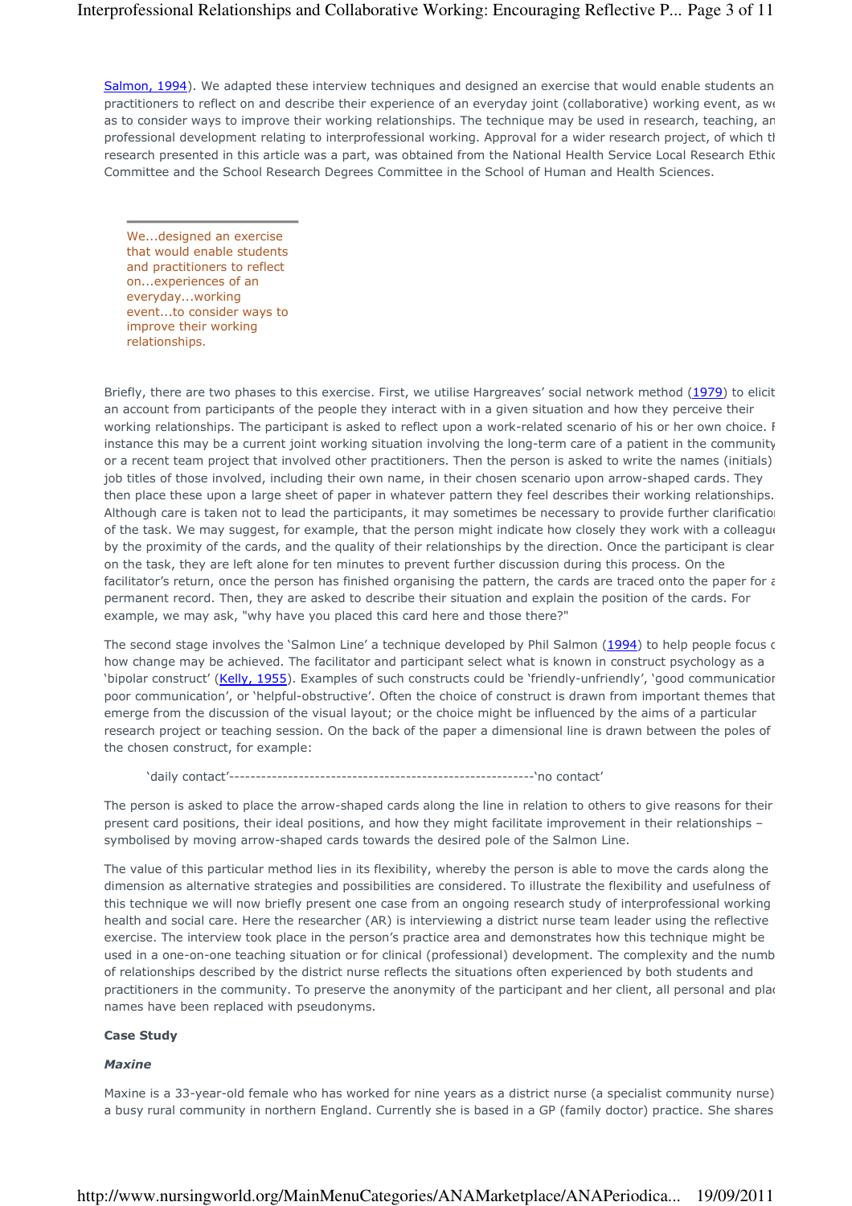Salmon, 1994). We adapted these interview techniques and designed an exercise that would enable students an practitioners to reflect on and describe their experience of an everyday joint (collaborative) working event, as we as to consider ways to improve their working relationships. The technique may be used in research, teaching, an professional development relating to interprofessional working. Approval for a wider research project, of which tl research presented in this article was a part, was obtained from the National Health Service Local Research Ethic Committee and the School Research Degrees Committee in the School of Human and Health Sciences.

> We...designed an exercise that would enable students and practitioners to reflect on...experiences of an everyday...working event...to consider ways to improve their working relationships.

Briefly, there are two phases to this exercise. First, we utilise Hargreaves' social network method (1979) to elicit an account from participants of the people they interact with in a given situation and how they perceive their working relationships. The participant is asked to reflect upon a work-related scenario of his or her own choice. F instance this may be a current joint working situation involving the long-term care of a patient in the community or a recent team project that involved other practitioners. Then the person is asked to write the names (initials) job titles of those involved, including their own name, in their chosen scenario upon arrow-shaped cards. They then place these upon a large sheet of paper in whatever pattern they feel describes their working relationships. Although care is taken not to lead the participants, it may sometimes be necessary to provide further clarificatio of the task. We may suggest, for example, that the person might indicate how closely they work with a colleagu by the proximity of the cards, and the quality of their relationships by the direction. Once the participant is clear on the task, they are left alone for ten minutes to prevent further discussion during this process. On the facilitator's return, once the person has finished organising the pattern, the cards are traced onto the paper for a permanent record. Then, they are asked to describe their situation and explain the position of the cards. For example, we may ask, "why have you placed this card here and those there?"

The second stage involves the 'Salmon Line' a technique developed by Phil Salmon (1994) to help people focus c how change may be achieved. The facilitator and participant select what is known in construct psychology as a 'bipolar construct' (Kelly, 1955). Examples of such constructs could be 'friendly-unfriendly', 'good communicatior poor communication', or 'helpful-obstructive'. Often the choice of construct is drawn from important themes that emerge from the discussion of the visual layout; or the choice might be influenced by the aims of a particular research project or teaching session. On the back of the paper a dimensional line is drawn between the poles of the chosen construct, for example:

'daily contact'--------------------------------------------------------'no contact'

The person is asked to place the arrow-shaped cards along the line in relation to others to give reasons for their present card positions, their ideal positions, and how they might facilitate improvement in their relationships – symbolised by moving arrow-shaped cards towards the desired pole of the Salmon Line.

The value of this particular method lies in its flexibility, whereby the person is able to move the cards along the dimension as alternative strategies and possibilities are considered. To illustrate the flexibility and usefulness of this technique we will now briefly present one case from an ongoing research study of interprofessional working health and social care. Here the researcher (AR) is interviewing a district nurse team leader using the reflective exercise. The interview took place in the person's practice area and demonstrates how this technique might be used in a one-on-one teaching situation or for clinical (professional) development. The complexity and the numb of relationships described by the district nurse reflects the situations often experienced by both students and practitioners in the community. To preserve the anonymity of the participant and her client, all personal and plac names have been replaced with pseudonyms.

**Case Study**

***Maxine***

Maxine is a 33-year-old female who has worked for nine years as a district nurse (a specialist community nurse) a busy rural community in northern England. Currently she is based in a GP (family doctor) practice. She shares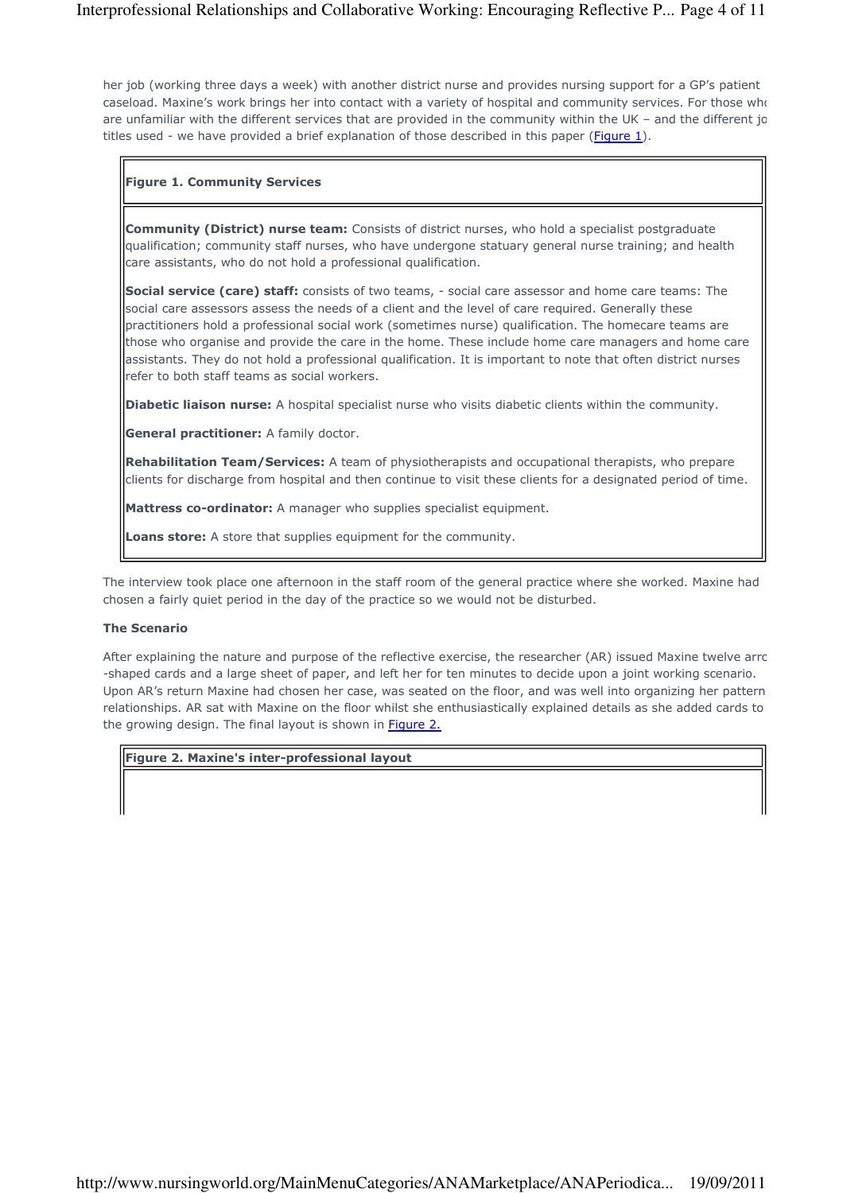her job (working three days a week) with another district nurse and provides nursing support for a GP's patient caseload. Maxine's work brings her into contact with a variety of hospital and community services. For those who are unfamiliar with the different services that are provided in the community within the UK – and the different job titles used - we have provided a brief explanation of those described in this paper (Figure 1).

**Figure 1. Community Services**

**Community (District) nurse team:** Consists of district nurses, who hold a specialist postgraduate qualification; community staff nurses, who have undergone statuary general nurse training; and health care assistants, who do not hold a professional qualification.

**Social service (care) staff:** consists of two teams, - social care assessor and home care teams: The social care assessors assess the needs of a client and the level of care required. Generally these practitioners hold a professional social work (sometimes nurse) qualification. The homecare teams are those who organise and provide the care in the home. These include home care managers and home care assistants. They do not hold a professional qualification. It is important to note that often district nurses refer to both staff teams as social workers.

**Diabetic liaison nurse:** A hospital specialist nurse who visits diabetic clients within the community.

**General practitioner:** A family doctor.

**Rehabilitation Team/Services:** A team of physiotherapists and occupational therapists, who prepare clients for discharge from hospital and then continue to visit these clients for a designated period of time.

**Mattress co-ordinator:** A manager who supplies specialist equipment.

**Loans store:** A store that supplies equipment for the community.

The interview took place one afternoon in the staff room of the general practice where she worked. Maxine had chosen a fairly quiet period in the day of the practice so we would not be disturbed.

**The Scenario**

After explaining the nature and purpose of the reflective exercise, the researcher (AR) issued Maxine twelve arrow-shaped cards and a large sheet of paper, and left her for ten minutes to decide upon a joint working scenario. Upon AR's return Maxine had chosen her case, was seated on the floor, and was well into organizing her pattern of relationships. AR sat with Maxine on the floor whilst she enthusiastically explained details as she added cards to the growing design. The final layout is shown in Figure 2.

**Figure 2. Maxine's inter-professional layout**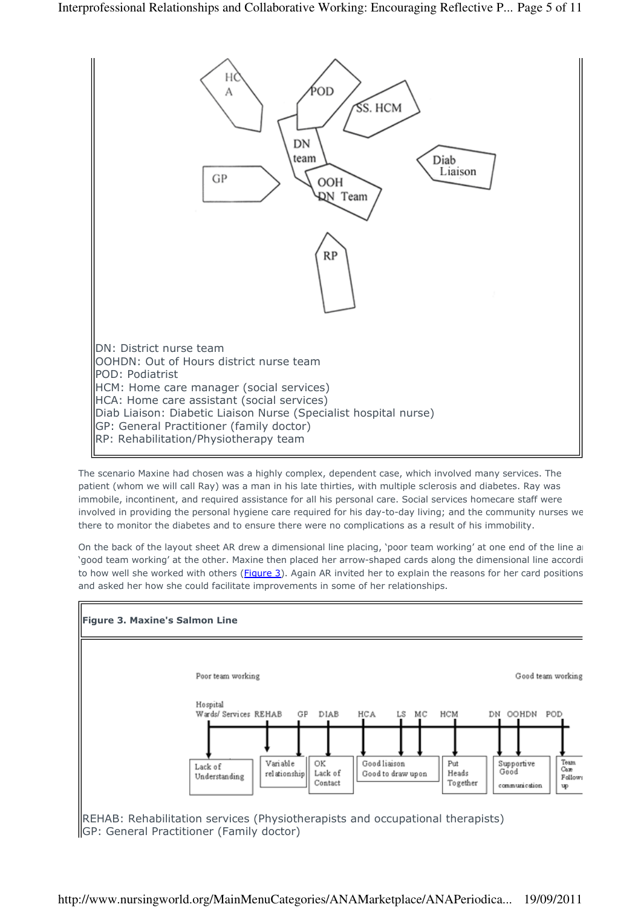HC A

POD

SS. HCM

DN team

Diab Liaison

GP

OOH DN Team

RP

DN: District nurse team
OOHDN: Out of Hours district nurse team
POD: Podiatrist
HCM: Home care manager (social services)
HCA: Home care assistant (social services)
Diab Liaison: Diabetic Liaison Nurse (Specialist hospital nurse)
GP: General Practitioner (family doctor)
RP: Rehabilitation/Physiotherapy team

The scenario Maxine had chosen was a highly complex, dependent case, which involved many services. The patient (whom we will call Ray) was a man in his late thirties, with multiple sclerosis and diabetes. Ray was immobile, incontinent, and required assistance for all his personal care. Social services homecare staff were involved in providing the personal hygiene care required for his day-to-day living; and the community nurses we there to monitor the diabetes and to ensure there were no complications as a result of his immobility.

On the back of the layout sheet AR drew a dimensional line placing, 'poor team working' at one end of the line ai 'good team working' at the other. Maxine then placed her arrow-shaped cards along the dimensional line accordi to how well she worked with others (Figure 3). Again AR invited her to explain the reasons for her card positions and asked her how she could facilitate improvements in some of her relationships.

**Figure 3. Maxine's Salmon Line**

Poor team working — Good team working

| Hospital Wards/ Services | REHAB | GP | DIAB | HCA | LS | MC | HCM | DN | OOHDN | POD |
|---|---|---|---|---|---|---|---|---|---|---|
| Lack of Understanding | Variable relationship | | OK Lack of Contact | Good liaison Good to draw upon | | | Put Heads Together | Supportive Good communication | | Team Care Follows up |

REHAB: Rehabilitation services (Physiotherapists and occupational therapists)
GP: General Practitioner (Family doctor)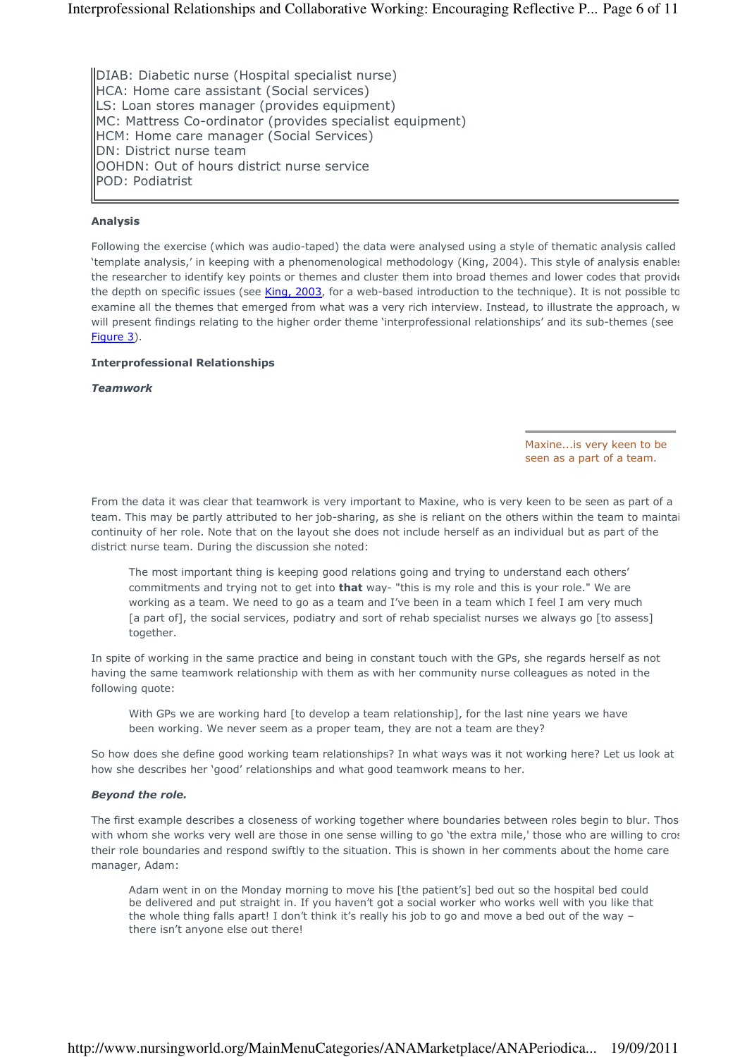DIAB: Diabetic nurse (Hospital specialist nurse)
HCA: Home care assistant (Social services)
LS: Loan stores manager (provides equipment)
MC: Mattress Co-ordinator (provides specialist equipment)
HCM: Home care manager (Social Services)
DN: District nurse team
OOHDN: Out of hours district nurse service
POD: Podiatrist

**Analysis**

Following the exercise (which was audio-taped) the data were analysed using a style of thematic analysis called 'template analysis,' in keeping with a phenomenological methodology (King, 2004). This style of analysis enables the researcher to identify key points or themes and cluster them into broad themes and lower codes that provide the depth on specific issues (see King, 2003, for a web-based introduction to the technique). It is not possible to examine all the themes that emerged from what was a very rich interview. Instead, to illustrate the approach, we will present findings relating to the higher order theme 'interprofessional relationships' and its sub-themes (see Figure 3).

**Interprofessional Relationships**

***Teamwork***

> Maxine...is very keen to be seen as a part of a team.

From the data it was clear that teamwork is very important to Maxine, who is very keen to be seen as part of a team. This may be partly attributed to her job-sharing, as she is reliant on the others within the team to maintain continuity of her role. Note that on the layout she does not include herself as an individual but as part of the district nurse team. During the discussion she noted:

> The most important thing is keeping good relations going and trying to understand each others' commitments and trying not to get into **that** way- "this is my role and this is your role." We are working as a team. We need to go as a team and I've been in a team which I feel I am very much [a part of], the social services, podiatry and sort of rehab specialist nurses we always go [to assess] together.

In spite of working in the same practice and being in constant touch with the GPs, she regards herself as not having the same teamwork relationship with them as with her community nurse colleagues as noted in the following quote:

> With GPs we are working hard [to develop a team relationship], for the last nine years we have been working. We never seem as a proper team, they are not a team are they?

So how does she define good working team relationships? In what ways was it not working here? Let us look at how she describes her 'good' relationships and what good teamwork means to her.

***Beyond the role.***

The first example describes a closeness of working together where boundaries between roles begin to blur. Those with whom she works very well are those in one sense willing to go 'the extra mile,' those who are willing to cross their role boundaries and respond swiftly to the situation. This is shown in her comments about the home care manager, Adam:

> Adam went in on the Monday morning to move his [the patient's] bed out so the hospital bed could be delivered and put straight in. If you haven't got a social worker who works well with you like that the whole thing falls apart! I don't think it's really his job to go and move a bed out of the way – there isn't anyone else out there!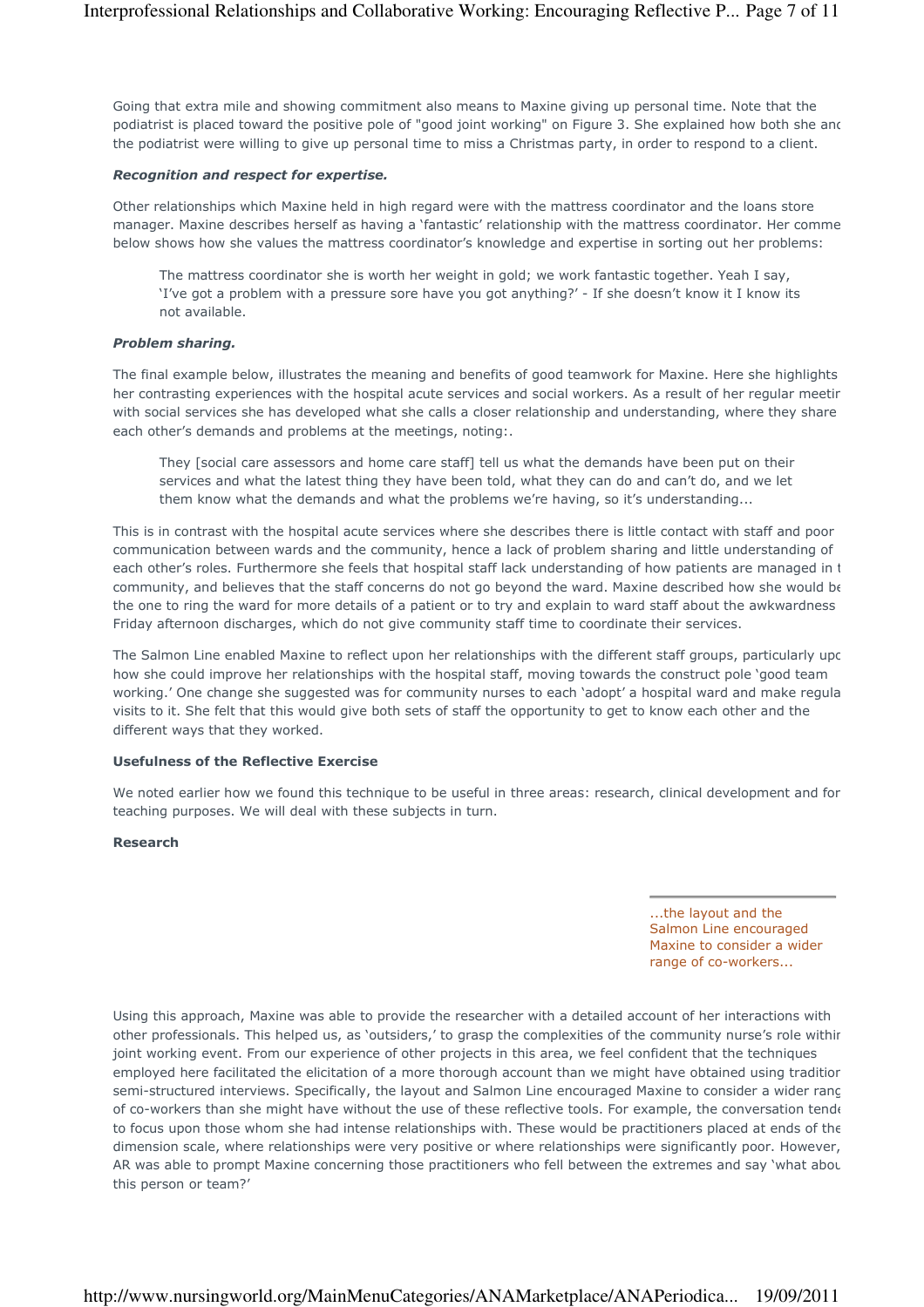Going that extra mile and showing commitment also means to Maxine giving up personal time. Note that the podiatrist is placed toward the positive pole of "good joint working" on Figure 3. She explained how both she and the podiatrist were willing to give up personal time to miss a Christmas party, in order to respond to a client.

***Recognition and respect for expertise.***

Other relationships which Maxine held in high regard were with the mattress coordinator and the loans store manager. Maxine describes herself as having a 'fantastic' relationship with the mattress coordinator. Her comme below shows how she values the mattress coordinator's knowledge and expertise in sorting out her problems:

> The mattress coordinator she is worth her weight in gold; we work fantastic together. Yeah I say, 'I've got a problem with a pressure sore have you got anything?' - If she doesn't know it I know its not available.

***Problem sharing.***

The final example below, illustrates the meaning and benefits of good teamwork for Maxine. Here she highlights her contrasting experiences with the hospital acute services and social workers. As a result of her regular meetir with social services she has developed what she calls a closer relationship and understanding, where they share each other's demands and problems at the meetings, noting:.

> They [social care assessors and home care staff] tell us what the demands have been put on their services and what the latest thing they have been told, what they can do and can't do, and we let them know what the demands and what the problems we're having, so it's understanding...

This is in contrast with the hospital acute services where she describes there is little contact with staff and poor communication between wards and the community, hence a lack of problem sharing and little understanding of each other's roles. Furthermore she feels that hospital staff lack understanding of how patients are managed in t community, and believes that the staff concerns do not go beyond the ward. Maxine described how she would be the one to ring the ward for more details of a patient or to try and explain to ward staff about the awkwardness Friday afternoon discharges, which do not give community staff time to coordinate their services.

The Salmon Line enabled Maxine to reflect upon her relationships with the different staff groups, particularly upc how she could improve her relationships with the hospital staff, moving towards the construct pole 'good team working.' One change she suggested was for community nurses to each 'adopt' a hospital ward and make regula visits to it. She felt that this would give both sets of staff the opportunity to get to know each other and the different ways that they worked.

**Usefulness of the Reflective Exercise**

We noted earlier how we found this technique to be useful in three areas: research, clinical development and for teaching purposes. We will deal with these subjects in turn.

**Research**

> ...the layout and the Salmon Line encouraged Maxine to consider a wider range of co-workers...

Using this approach, Maxine was able to provide the researcher with a detailed account of her interactions with other professionals. This helped us, as 'outsiders,' to grasp the complexities of the community nurse's role withir joint working event. From our experience of other projects in this area, we feel confident that the techniques employed here facilitated the elicitation of a more thorough account than we might have obtained using tradition semi-structured interviews. Specifically, the layout and Salmon Line encouraged Maxine to consider a wider rang of co-workers than she might have without the use of these reflective tools. For example, the conversation tende to focus upon those whom she had intense relationships with. These would be practitioners placed at ends of the dimension scale, where relationships were very positive or where relationships were significantly poor. However, AR was able to prompt Maxine concerning those practitioners who fell between the extremes and say 'what abou this person or team?'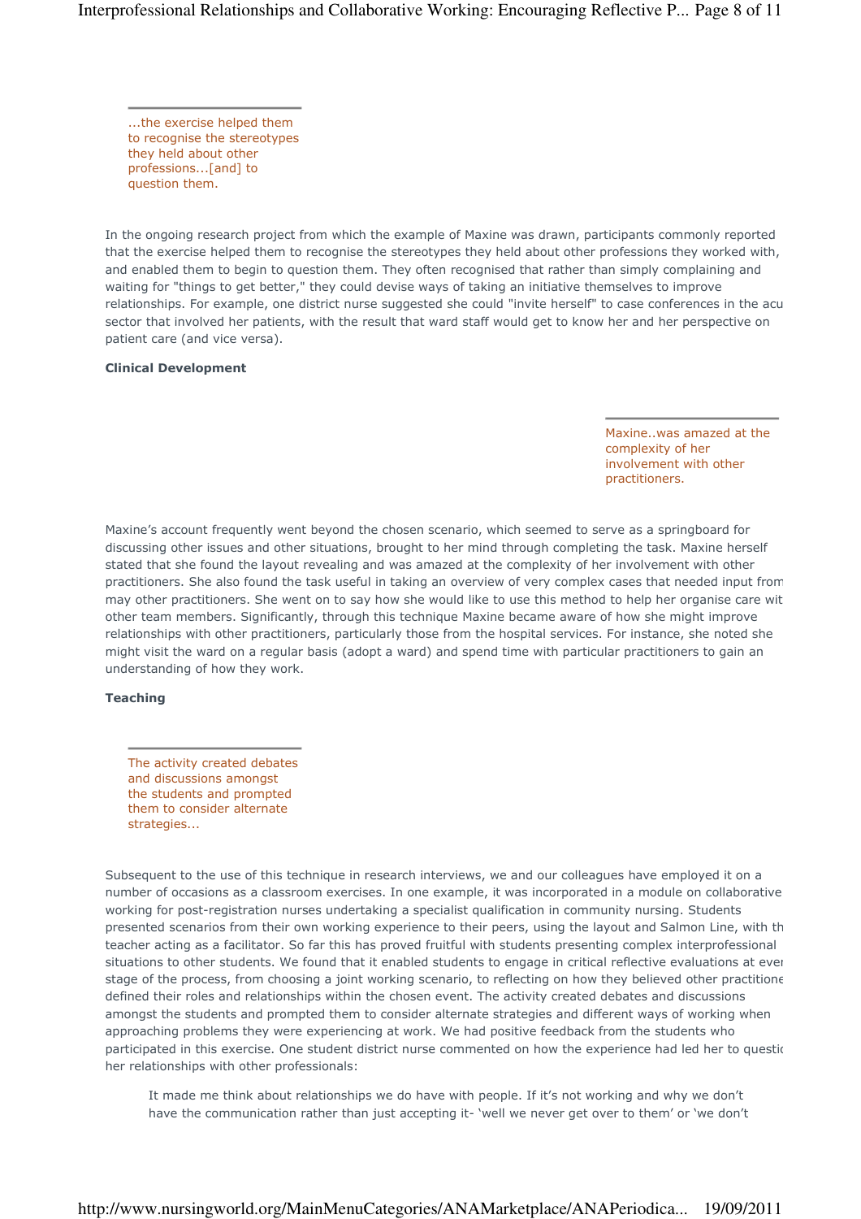> ...the exercise helped them to recognise the stereotypes they held about other professions...[and] to question them.

In the ongoing research project from which the example of Maxine was drawn, participants commonly reported that the exercise helped them to recognise the stereotypes they held about other professions they worked with, and enabled them to begin to question them. They often recognised that rather than simply complaining and waiting for "things to get better," they could devise ways of taking an initiative themselves to improve relationships. For example, one district nurse suggested she could "invite herself" to case conferences in the acu sector that involved her patients, with the result that ward staff would get to know her and her perspective on patient care (and vice versa).

**Clinical Development**

> Maxine..was amazed at the complexity of her involvement with other practitioners.

Maxine's account frequently went beyond the chosen scenario, which seemed to serve as a springboard for discussing other issues and other situations, brought to her mind through completing the task. Maxine herself stated that she found the layout revealing and was amazed at the complexity of her involvement with other practitioners. She also found the task useful in taking an overview of very complex cases that needed input from may other practitioners. She went on to say how she would like to use this method to help her organise care wit other team members. Significantly, through this technique Maxine became aware of how she might improve relationships with other practitioners, particularly those from the hospital services. For instance, she noted she might visit the ward on a regular basis (adopt a ward) and spend time with particular practitioners to gain an understanding of how they work.

**Teaching**

> The activity created debates and discussions amongst the students and prompted them to consider alternate strategies...

Subsequent to the use of this technique in research interviews, we and our colleagues have employed it on a number of occasions as a classroom exercises. In one example, it was incorporated in a module on collaborative working for post-registration nurses undertaking a specialist qualification in community nursing. Students presented scenarios from their own working experience to their peers, using the layout and Salmon Line, with th teacher acting as a facilitator. So far this has proved fruitful with students presenting complex interprofessional situations to other students. We found that it enabled students to engage in critical reflective evaluations at ever stage of the process, from choosing a joint working scenario, to reflecting on how they believed other practitione defined their roles and relationships within the chosen event. The activity created debates and discussions amongst the students and prompted them to consider alternate strategies and different ways of working when approaching problems they were experiencing at work. We had positive feedback from the students who participated in this exercise. One student district nurse commented on how the experience had led her to questic her relationships with other professionals:

> It made me think about relationships we do have with people. If it's not working and why we don't have the communication rather than just accepting it- 'well we never get over to them' or 'we don't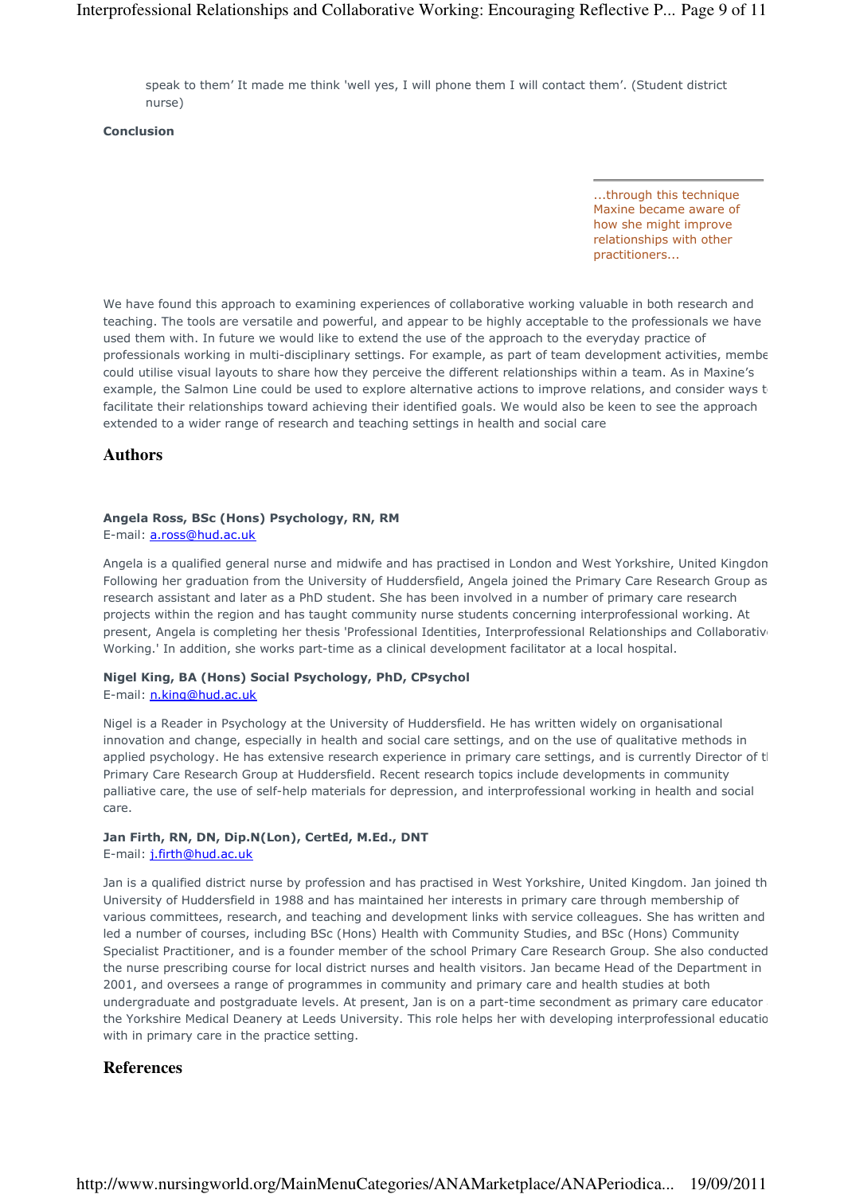speak to them' It made me think 'well yes, I will phone them I will contact them'. (Student district nurse)

**Conclusion**

> ...through this technique Maxine became aware of how she might improve relationships with other practitioners...

We have found this approach to examining experiences of collaborative working valuable in both research and teaching. The tools are versatile and powerful, and appear to be highly acceptable to the professionals we have used them with. In future we would like to extend the use of the approach to the everyday practice of professionals working in multi-disciplinary settings. For example, as part of team development activities, membe could utilise visual layouts to share how they perceive the different relationships within a team. As in Maxine's example, the Salmon Line could be used to explore alternative actions to improve relations, and consider ways t facilitate their relationships toward achieving their identified goals. We would also be keen to see the approach extended to a wider range of research and teaching settings in health and social care

## Authors

**Angela Ross, BSc (Hons) Psychology, RN, RM**
E-mail: a.ross@hud.ac.uk

Angela is a qualified general nurse and midwife and has practised in London and West Yorkshire, United Kingdon Following her graduation from the University of Huddersfield, Angela joined the Primary Care Research Group as research assistant and later as a PhD student. She has been involved in a number of primary care research projects within the region and has taught community nurse students concerning interprofessional working. At present, Angela is completing her thesis 'Professional Identities, Interprofessional Relationships and Collaborativ Working.' In addition, she works part-time as a clinical development facilitator at a local hospital.

**Nigel King, BA (Hons) Social Psychology, PhD, CPsychol**
E-mail: n.king@hud.ac.uk

Nigel is a Reader in Psychology at the University of Huddersfield. He has written widely on organisational innovation and change, especially in health and social care settings, and on the use of qualitative methods in applied psychology. He has extensive research experience in primary care settings, and is currently Director of t Primary Care Research Group at Huddersfield. Recent research topics include developments in community palliative care, the use of self-help materials for depression, and interprofessional working in health and social care.

**Jan Firth, RN, DN, Dip.N(Lon), CertEd, M.Ed., DNT**
E-mail: j.firth@hud.ac.uk

Jan is a qualified district nurse by profession and has practised in West Yorkshire, United Kingdom. Jan joined th University of Huddersfield in 1988 and has maintained her interests in primary care through membership of various committees, research, and teaching and development links with service colleagues. She has written and led a number of courses, including BSc (Hons) Health with Community Studies, and BSc (Hons) Community Specialist Practitioner, and is a founder member of the school Primary Care Research Group. She also conducted the nurse prescribing course for local district nurses and health visitors. Jan became Head of the Department in 2001, and oversees a range of programmes in community and primary care and health studies at both undergraduate and postgraduate levels. At present, Jan is on a part-time secondment as primary care educator the Yorkshire Medical Deanery at Leeds University. This role helps her with developing interprofessional educatio with in primary care in the practice setting.

## References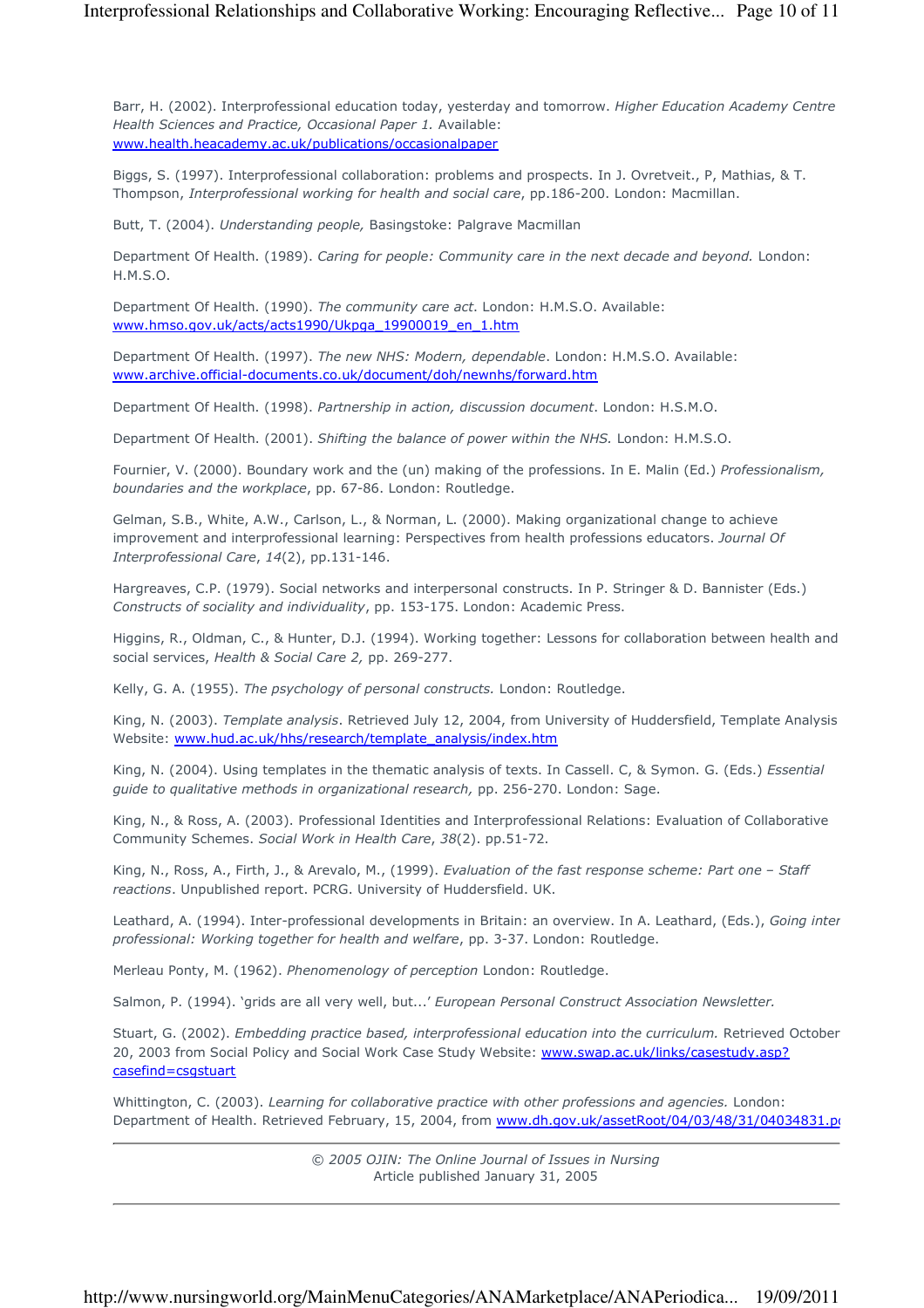Barr, H. (2002). Interprofessional education today, yesterday and tomorrow. *Higher Education Academy Centre Health Sciences and Practice, Occasional Paper 1.* Available: www.health.heacademy.ac.uk/publications/occasionalpaper

Biggs, S. (1997). Interprofessional collaboration: problems and prospects. In J. Ovretveit., P, Mathias, & T. Thompson, *Interprofessional working for health and social care*, pp.186-200. London: Macmillan.

Butt, T. (2004). *Understanding people,* Basingstoke: Palgrave Macmillan

Department Of Health. (1989). *Caring for people: Community care in the next decade and beyond.* London: H.M.S.O.

Department Of Health. (1990). *The community care act*. London: H.M.S.O. Available: www.hmso.gov.uk/acts/acts1990/Ukpga_19900019_en_1.htm

Department Of Health. (1997). *The new NHS: Modern, dependable*. London: H.M.S.O. Available: www.archive.official-documents.co.uk/document/doh/newnhs/forward.htm

Department Of Health. (1998). *Partnership in action, discussion document*. London: H.S.M.O.

Department Of Health. (2001). *Shifting the balance of power within the NHS.* London: H.M.S.O.

Fournier, V. (2000). Boundary work and the (un) making of the professions. In E. Malin (Ed.) *Professionalism, boundaries and the workplace*, pp. 67-86. London: Routledge.

Gelman, S.B., White, A.W., Carlson, L., & Norman, L. (2000). Making organizational change to achieve improvement and interprofessional learning: Perspectives from health professions educators. *Journal Of Interprofessional Care*, *14*(2), pp.131-146.

Hargreaves, C.P. (1979). Social networks and interpersonal constructs. In P. Stringer & D. Bannister (Eds.) *Constructs of sociality and individuality*, pp. 153-175. London: Academic Press.

Higgins, R., Oldman, C., & Hunter, D.J. (1994). Working together: Lessons for collaboration between health and social services, *Health & Social Care 2,* pp. 269-277.

Kelly, G. A. (1955). *The psychology of personal constructs.* London: Routledge.

King, N. (2003). *Template analysis*. Retrieved July 12, 2004, from University of Huddersfield, Template Analysis Website: www.hud.ac.uk/hhs/research/template_analysis/index.htm

King, N. (2004). Using templates in the thematic analysis of texts. In Cassell. C, & Symon. G. (Eds.) *Essential guide to qualitative methods in organizational research,* pp. 256-270. London: Sage.

King, N., & Ross, A. (2003). Professional Identities and Interprofessional Relations: Evaluation of Collaborative Community Schemes. *Social Work in Health Care*, *38*(2). pp.51-72.

King, N., Ross, A., Firth, J., & Arevalo, M., (1999). *Evaluation of the fast response scheme: Part one – Staff reactions*. Unpublished report. PCRG. University of Huddersfield. UK.

Leathard, A. (1994). Inter-professional developments in Britain: an overview. In A. Leathard, (Eds.), *Going inter professional: Working together for health and welfare*, pp. 3-37. London: Routledge.

Merleau Ponty, M. (1962). *Phenomenology of perception* London: Routledge.

Salmon, P. (1994). 'grids are all very well, but...' *European Personal Construct Association Newsletter.*

Stuart, G. (2002). *Embedding practice based, interprofessional education into the curriculum.* Retrieved October 20, 2003 from Social Policy and Social Work Case Study Website: www.swap.ac.uk/links/casestudy.asp?casefind=csgstuart

Whittington, C. (2003). *Learning for collaborative practice with other professions and agencies.* London: Department of Health. Retrieved February, 15, 2004, from www.dh.gov.uk/assetRoot/04/03/48/31/04034831.pdf

---

*© 2005 OJIN: The Online Journal of Issues in Nursing*
Article published January 31, 2005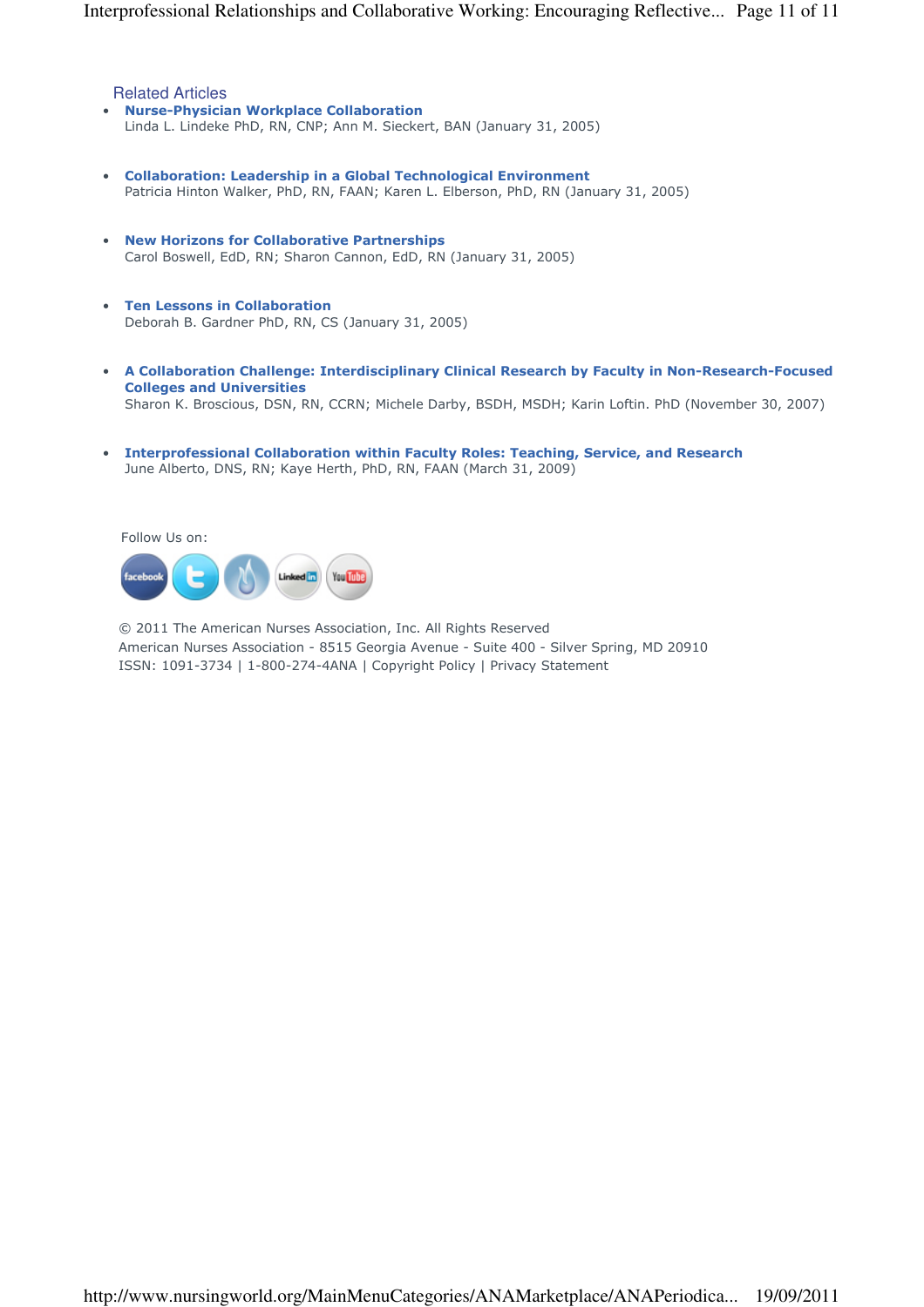## Related Articles

- **Nurse-Physician Workplace Collaboration**
  Linda L. Lindeke PhD, RN, CNP; Ann M. Sieckert, BAN (January 31, 2005)

- **Collaboration: Leadership in a Global Technological Environment**
  Patricia Hinton Walker, PhD, RN, FAAN; Karen L. Elberson, PhD, RN (January 31, 2005)

- **New Horizons for Collaborative Partnerships**
  Carol Boswell, EdD, RN; Sharon Cannon, EdD, RN (January 31, 2005)

- **Ten Lessons in Collaboration**
  Deborah B. Gardner PhD, RN, CS (January 31, 2005)

- **A Collaboration Challenge: Interdisciplinary Clinical Research by Faculty in Non-Research-Focused Colleges and Universities**
  Sharon K. Broscious, DSN, RN, CCRN; Michele Darby, BSDH, MSDH; Karin Loftin. PhD (November 30, 2007)

- **Interprofessional Collaboration within Faculty Roles: Teaching, Service, and Research**
  June Alberto, DNS, RN; Kaye Herth, PhD, RN, FAAN (March 31, 2009)

Follow Us on:

© 2011 The American Nurses Association, Inc. All Rights Reserved
American Nurses Association - 8515 Georgia Avenue - Suite 400 - Silver Spring, MD 20910
ISSN: 1091-3734 | 1-800-274-4ANA | Copyright Policy | Privacy Statement